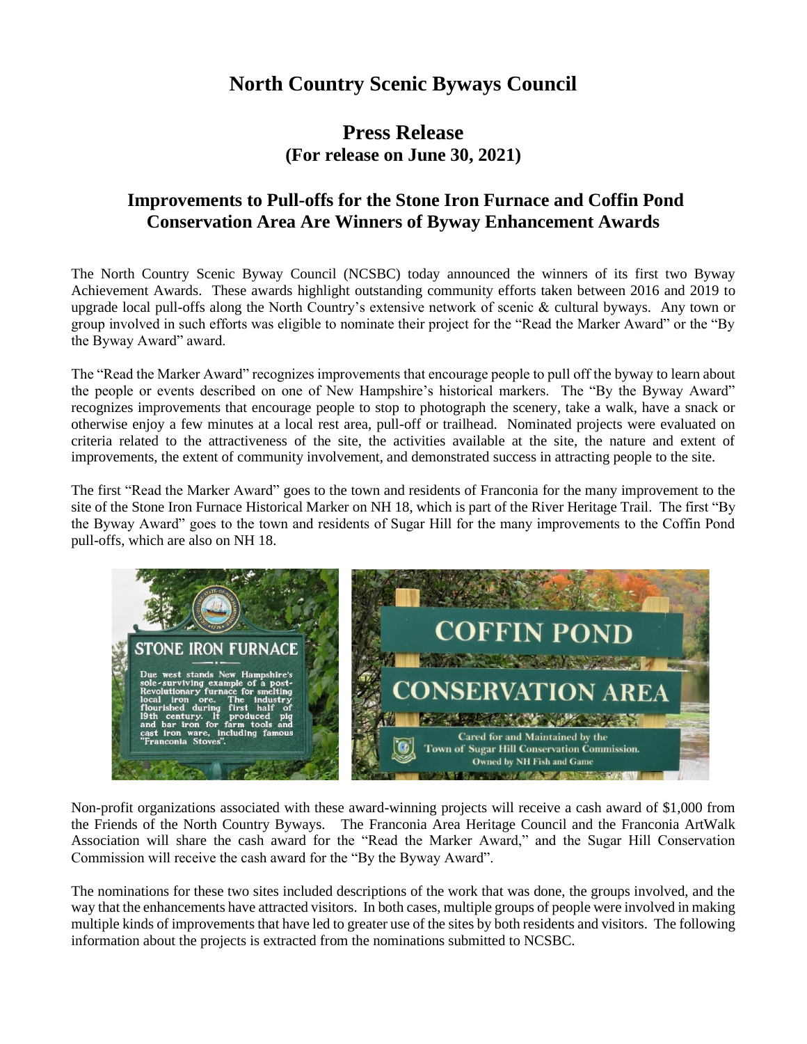# North Country Scenic Byways Council

## Press Release
### (For release on June 30, 2021)

### Improvements to Pull-offs for the Stone Iron Furnace and Coffin Pond Conservation Area Are Winners of Byway Enhancement Awards

The North Country Scenic Byway Council (NCSBC) today announced the winners of its first two Byway Achievement Awards. These awards highlight outstanding community efforts taken between 2016 and 2019 to upgrade local pull-offs along the North Country's extensive network of scenic & cultural byways. Any town or group involved in such efforts was eligible to nominate their project for the "Read the Marker Award" or the "By the Byway Award" award.

The "Read the Marker Award" recognizes improvements that encourage people to pull off the byway to learn about the people or events described on one of New Hampshire's historical markers. The "By the Byway Award" recognizes improvements that encourage people to stop to photograph the scenery, take a walk, have a snack or otherwise enjoy a few minutes at a local rest area, pull-off or trailhead. Nominated projects were evaluated on criteria related to the attractiveness of the site, the activities available at the site, the nature and extent of improvements, the extent of community involvement, and demonstrated success in attracting people to the site.

The first "Read the Marker Award" goes to the town and residents of Franconia for the many improvement to the site of the Stone Iron Furnace Historical Marker on NH 18, which is part of the River Heritage Trail. The first "By the Byway Award" goes to the town and residents of Sugar Hill for the many improvements to the Coffin Pond pull-offs, which are also on NH 18.

Non-profit organizations associated with these award-winning projects will receive a cash award of $1,000 from the Friends of the North Country Byways. The Franconia Area Heritage Council and the Franconia ArtWalk Association will share the cash award for the "Read the Marker Award," and the Sugar Hill Conservation Commission will receive the cash award for the "By the Byway Award".

The nominations for these two sites included descriptions of the work that was done, the groups involved, and the way that the enhancements have attracted visitors. In both cases, multiple groups of people were involved in making multiple kinds of improvements that have led to greater use of the sites by both residents and visitors. The following information about the projects is extracted from the nominations submitted to NCSBC.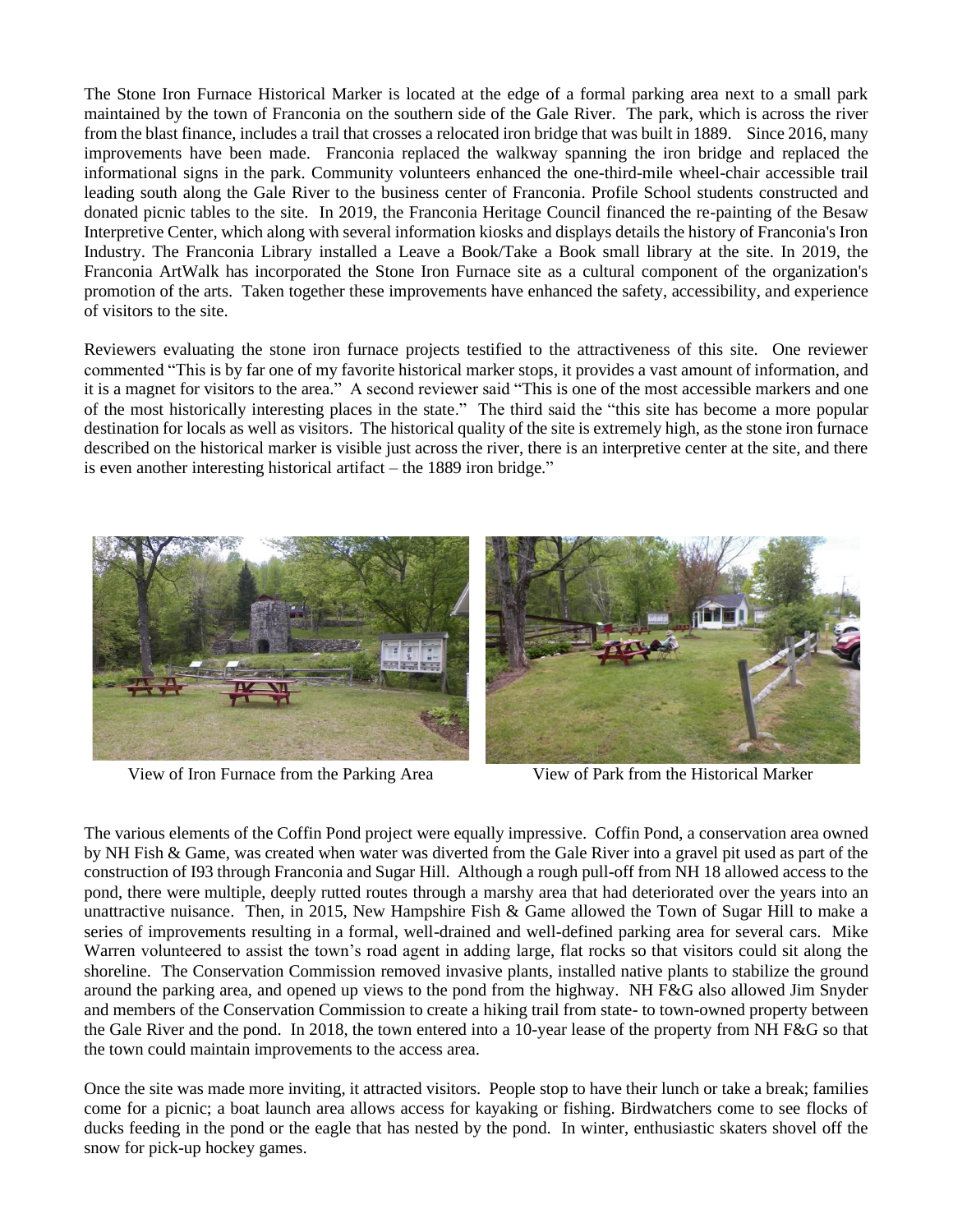The Stone Iron Furnace Historical Marker is located at the edge of a formal parking area next to a small park maintained by the town of Franconia on the southern side of the Gale River. The park, which is across the river from the blast finance, includes a trail that crosses a relocated iron bridge that was built in 1889. Since 2016, many improvements have been made. Franconia replaced the walkway spanning the iron bridge and replaced the informational signs in the park. Community volunteers enhanced the one-third-mile wheel-chair accessible trail leading south along the Gale River to the business center of Franconia. Profile School students constructed and donated picnic tables to the site. In 2019, the Franconia Heritage Council financed the re-painting of the Besaw Interpretive Center, which along with several information kiosks and displays details the history of Franconia's Iron Industry. The Franconia Library installed a Leave a Book/Take a Book small library at the site. In 2019, the Franconia ArtWalk has incorporated the Stone Iron Furnace site as a cultural component of the organization's promotion of the arts. Taken together these improvements have enhanced the safety, accessibility, and experience of visitors to the site.

Reviewers evaluating the stone iron furnace projects testified to the attractiveness of this site. One reviewer commented "This is by far one of my favorite historical marker stops, it provides a vast amount of information, and it is a magnet for visitors to the area." A second reviewer said "This is one of the most accessible markers and one of the most historically interesting places in the state." The third said the "this site has become a more popular destination for locals as well as visitors. The historical quality of the site is extremely high, as the stone iron furnace described on the historical marker is visible just across the river, there is an interpretive center at the site, and there is even another interesting historical artifact – the 1889 iron bridge."

View of Iron Furnace from the Parking Area

View of Park from the Historical Marker

The various elements of the Coffin Pond project were equally impressive. Coffin Pond, a conservation area owned by NH Fish & Game, was created when water was diverted from the Gale River into a gravel pit used as part of the construction of I93 through Franconia and Sugar Hill. Although a rough pull-off from NH 18 allowed access to the pond, there were multiple, deeply rutted routes through a marshy area that had deteriorated over the years into an unattractive nuisance. Then, in 2015, New Hampshire Fish & Game allowed the Town of Sugar Hill to make a series of improvements resulting in a formal, well-drained and well-defined parking area for several cars. Mike Warren volunteered to assist the town's road agent in adding large, flat rocks so that visitors could sit along the shoreline. The Conservation Commission removed invasive plants, installed native plants to stabilize the ground around the parking area, and opened up views to the pond from the highway. NH F&G also allowed Jim Snyder and members of the Conservation Commission to create a hiking trail from state- to town-owned property between the Gale River and the pond. In 2018, the town entered into a 10-year lease of the property from NH F&G so that the town could maintain improvements to the access area.

Once the site was made more inviting, it attracted visitors. People stop to have their lunch or take a break; families come for a picnic; a boat launch area allows access for kayaking or fishing. Birdwatchers come to see flocks of ducks feeding in the pond or the eagle that has nested by the pond. In winter, enthusiastic skaters shovel off the snow for pick-up hockey games.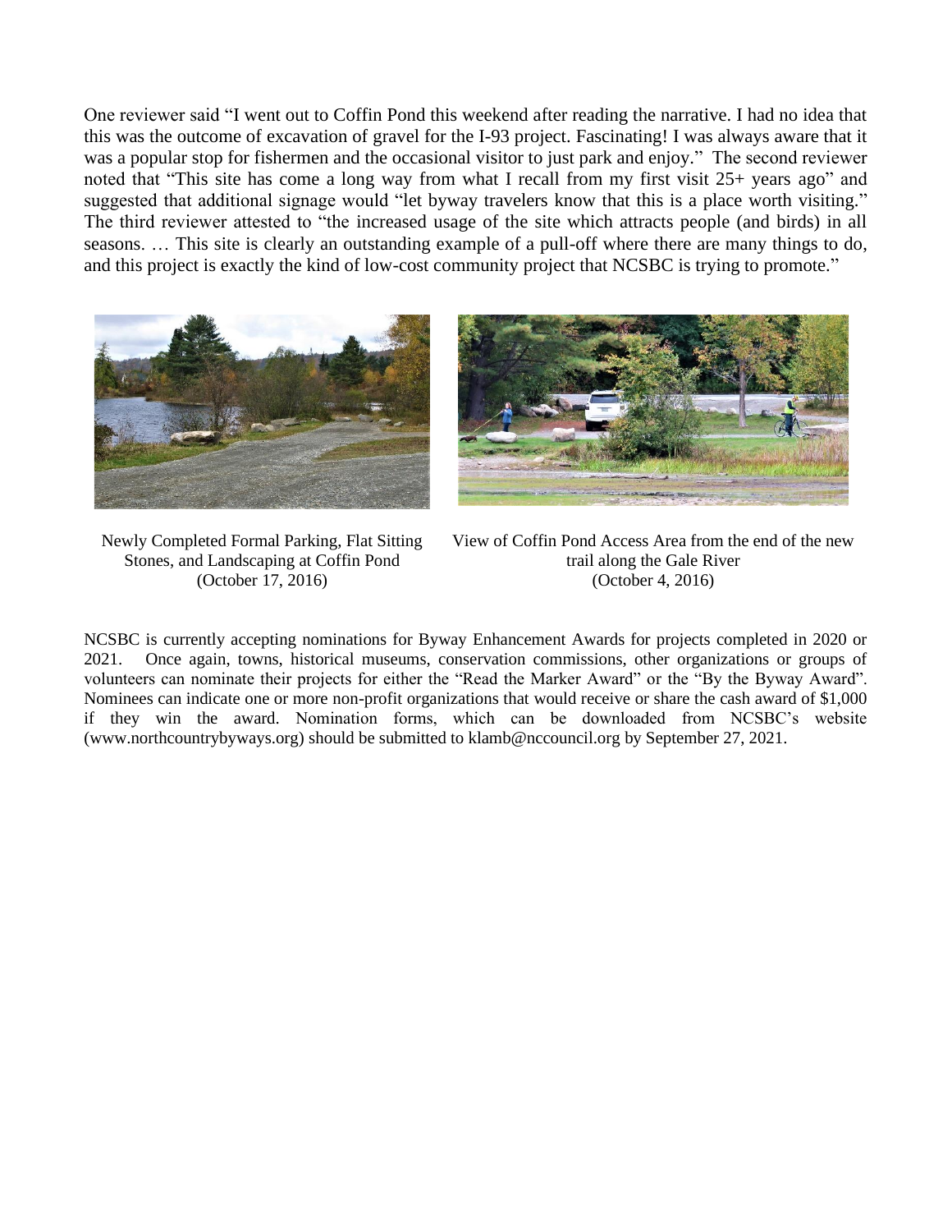One reviewer said "I went out to Coffin Pond this weekend after reading the narrative. I had no idea that this was the outcome of excavation of gravel for the I-93 project. Fascinating! I was always aware that it was a popular stop for fishermen and the occasional visitor to just park and enjoy." The second reviewer noted that "This site has come a long way from what I recall from my first visit 25+ years ago" and suggested that additional signage would "let byway travelers know that this is a place worth visiting." The third reviewer attested to "the increased usage of the site which attracts people (and birds) in all seasons. … This site is clearly an outstanding example of a pull-off where there are many things to do, and this project is exactly the kind of low-cost community project that NCSBC is trying to promote."

Newly Completed Formal Parking, Flat Sitting Stones, and Landscaping at Coffin Pond (October 17, 2016)

View of Coffin Pond Access Area from the end of the new trail along the Gale River (October 4, 2016)

NCSBC is currently accepting nominations for Byway Enhancement Awards for projects completed in 2020 or 2021. Once again, towns, historical museums, conservation commissions, other organizations or groups of volunteers can nominate their projects for either the "Read the Marker Award" or the "By the Byway Award". Nominees can indicate one or more non-profit organizations that would receive or share the cash award of $1,000 if they win the award. Nomination forms, which can be downloaded from NCSBC's website (www.northcountrybyways.org) should be submitted to klamb@nccouncil.org by September 27, 2021.